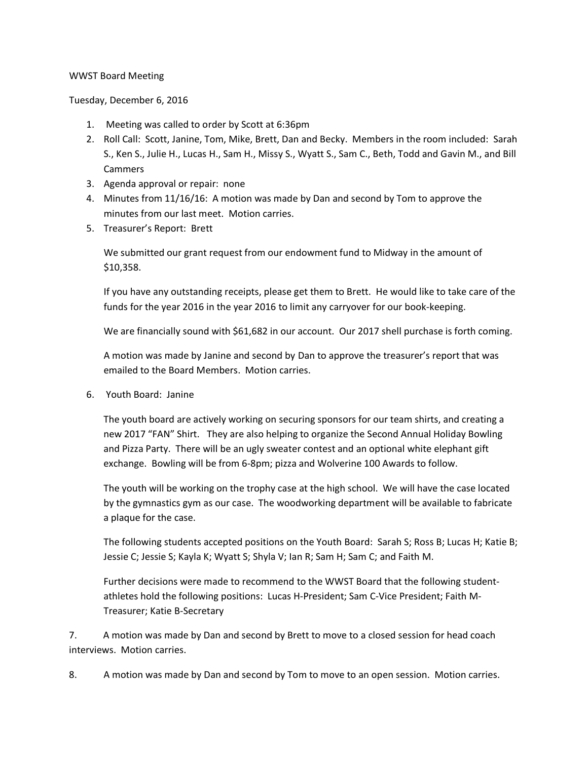WWST Board Meeting

Tuesday, December 6, 2016

1. Meeting was called to order by Scott at 6:36pm
2. Roll Call: Scott, Janine, Tom, Mike, Brett, Dan and Becky. Members in the room included: Sarah S., Ken S., Julie H., Lucas H., Sam H., Missy S., Wyatt S., Sam C., Beth, Todd and Gavin M., and Bill Cammers
3. Agenda approval or repair: none
4. Minutes from 11/16/16: A motion was made by Dan and second by Tom to approve the minutes from our last meet. Motion carries.
5. Treasurer's Report: Brett

   We submitted our grant request from our endowment fund to Midway in the amount of $10,358.

   If you have any outstanding receipts, please get them to Brett. He would like to take care of the funds for the year 2016 in the year 2016 to limit any carryover for our book-keeping.

   We are financially sound with $61,682 in our account. Our 2017 shell purchase is forth coming.

   A motion was made by Janine and second by Dan to approve the treasurer's report that was emailed to the Board Members. Motion carries.

6. Youth Board: Janine

   The youth board are actively working on securing sponsors for our team shirts, and creating a new 2017 "FAN" Shirt. They are also helping to organize the Second Annual Holiday Bowling and Pizza Party. There will be an ugly sweater contest and an optional white elephant gift exchange. Bowling will be from 6-8pm; pizza and Wolverine 100 Awards to follow.

   The youth will be working on the trophy case at the high school. We will have the case located by the gymnastics gym as our case. The woodworking department will be available to fabricate a plaque for the case.

   The following students accepted positions on the Youth Board: Sarah S; Ross B; Lucas H; Katie B; Jessie C; Jessie S; Kayla K; Wyatt S; Shyla V; Ian R; Sam H; Sam C; and Faith M.

   Further decisions were made to recommend to the WWST Board that the following student-athletes hold the following positions: Lucas H-President; Sam C-Vice President; Faith M-Treasurer; Katie B-Secretary

7. A motion was made by Dan and second by Brett to move to a closed session for head coach interviews. Motion carries.

8. A motion was made by Dan and second by Tom to move to an open session. Motion carries.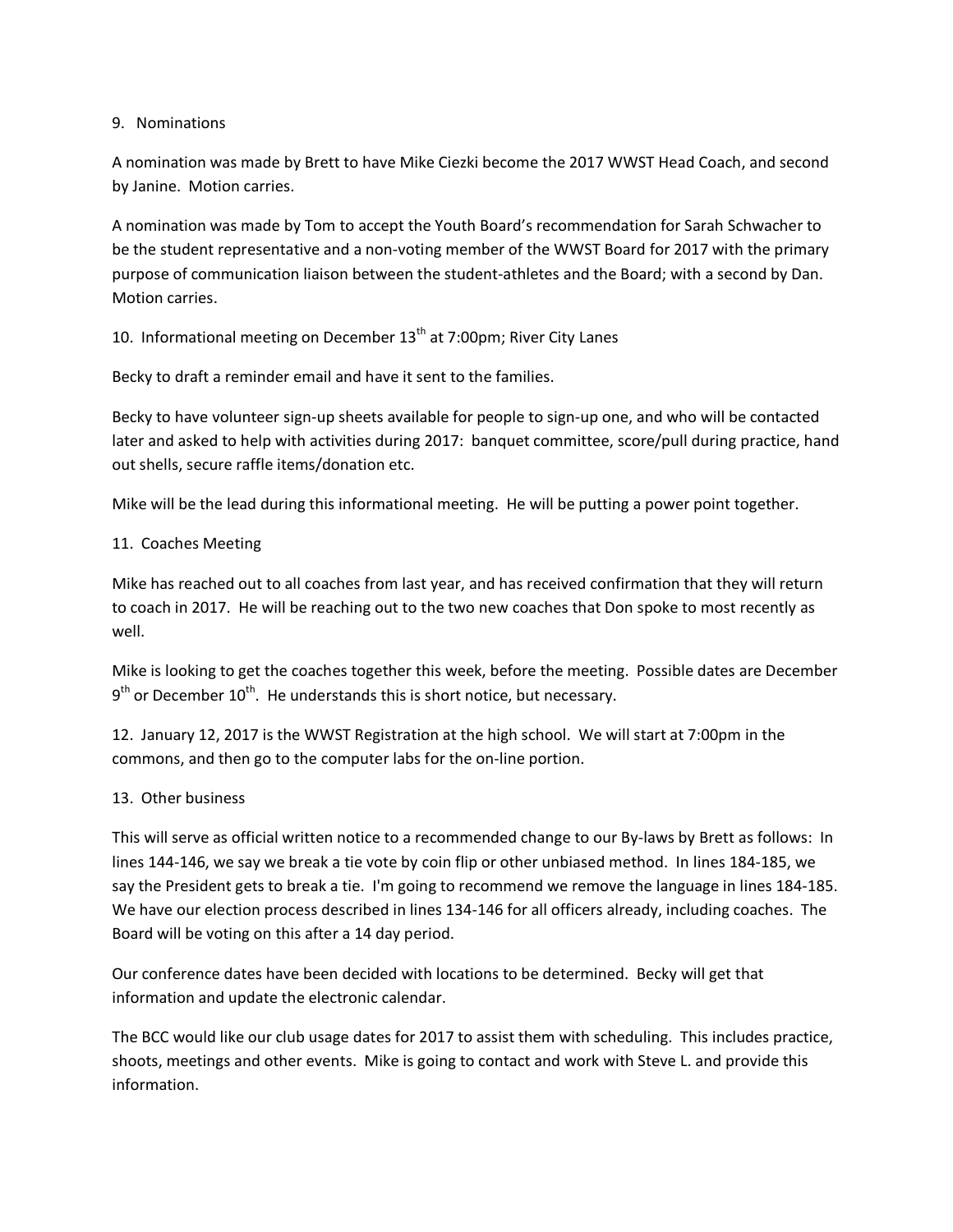9. Nominations

A nomination was made by Brett to have Mike Ciezki become the 2017 WWST Head Coach, and second by Janine. Motion carries.

A nomination was made by Tom to accept the Youth Board's recommendation for Sarah Schwacher to be the student representative and a non-voting member of the WWST Board for 2017 with the primary purpose of communication liaison between the student-athletes and the Board; with a second by Dan. Motion carries.

10. Informational meeting on December 13th at 7:00pm; River City Lanes

Becky to draft a reminder email and have it sent to the families.

Becky to have volunteer sign-up sheets available for people to sign-up one, and who will be contacted later and asked to help with activities during 2017: banquet committee, score/pull during practice, hand out shells, secure raffle items/donation etc.

Mike will be the lead during this informational meeting. He will be putting a power point together.

11. Coaches Meeting

Mike has reached out to all coaches from last year, and has received confirmation that they will return to coach in 2017. He will be reaching out to the two new coaches that Don spoke to most recently as well.

Mike is looking to get the coaches together this week, before the meeting. Possible dates are December 9th or December 10th. He understands this is short notice, but necessary.

12. January 12, 2017 is the WWST Registration at the high school. We will start at 7:00pm in the commons, and then go to the computer labs for the on-line portion.

13. Other business

This will serve as official written notice to a recommended change to our By-laws by Brett as follows: In lines 144-146, we say we break a tie vote by coin flip or other unbiased method. In lines 184-185, we say the President gets to break a tie. I'm going to recommend we remove the language in lines 184-185. We have our election process described in lines 134-146 for all officers already, including coaches. The Board will be voting on this after a 14 day period.

Our conference dates have been decided with locations to be determined. Becky will get that information and update the electronic calendar.

The BCC would like our club usage dates for 2017 to assist them with scheduling. This includes practice, shoots, meetings and other events. Mike is going to contact and work with Steve L. and provide this information.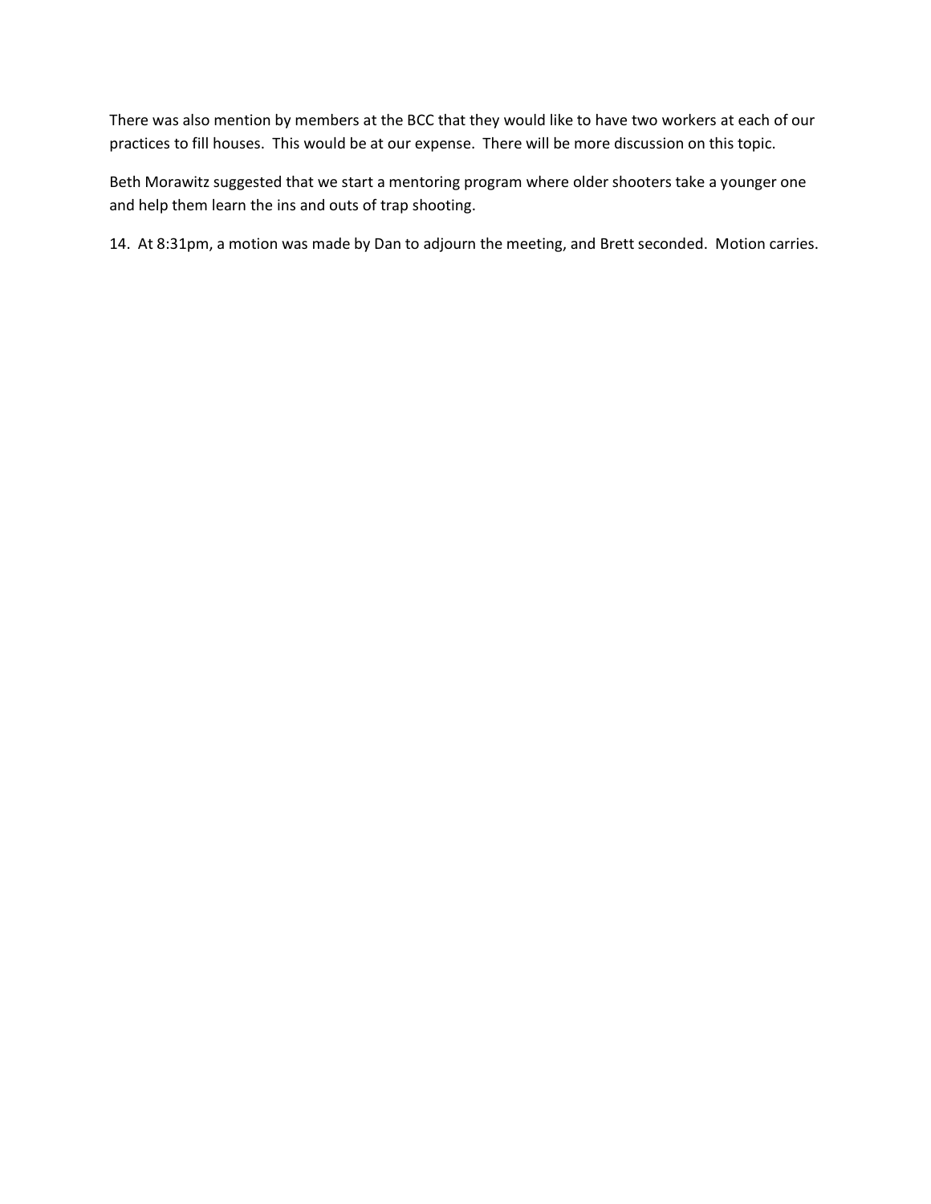There was also mention by members at the BCC that they would like to have two workers at each of our practices to fill houses. This would be at our expense. There will be more discussion on this topic.

Beth Morawitz suggested that we start a mentoring program where older shooters take a younger one and help them learn the ins and outs of trap shooting.

14. At 8:31pm, a motion was made by Dan to adjourn the meeting, and Brett seconded. Motion carries.